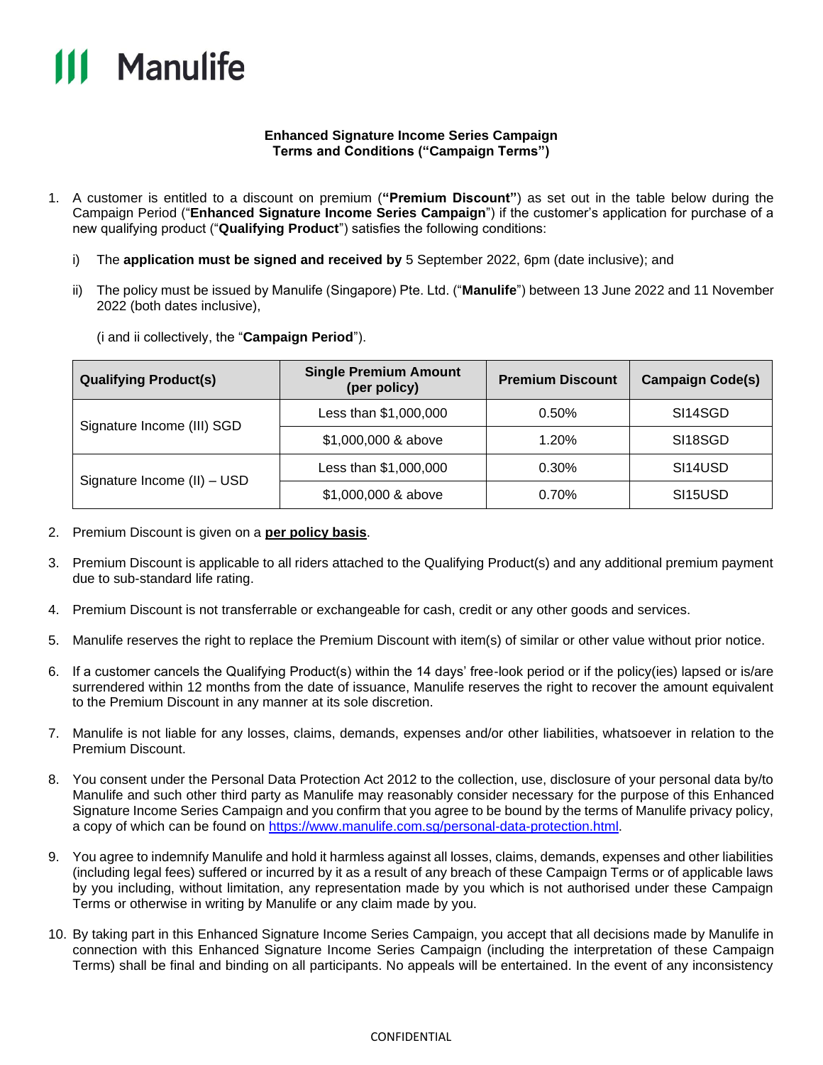Manulife

**Enhanced Signature Income Series Campaign**
**Terms and Conditions ("Campaign Terms")**

1. A customer is entitled to a discount on premium (**"Premium Discount"**) as set out in the table below during the Campaign Period ("**Enhanced Signature Income Series Campaign**") if the customer's application for purchase of a new qualifying product ("**Qualifying Product**") satisfies the following conditions:

   i) The **application must be signed and received by** 5 September 2022, 6pm (date inclusive); and

   ii) The policy must be issued by Manulife (Singapore) Pte. Ltd. ("**Manulife**") between 13 June 2022 and 11 November 2022 (both dates inclusive),

   (i and ii collectively, the "**Campaign Period**").

| Qualifying Product(s) | Single Premium Amount (per policy) | Premium Discount | Campaign Code(s) |
|---|---|---|---|
| Signature Income (III) SGD | Less than $1,000,000 | 0.50% | SI14SGD |
| | $1,000,000 & above | 1.20% | SI18SGD |
| Signature Income (II) – USD | Less than $1,000,000 | 0.30% | SI14USD |
| | $1,000,000 & above | 0.70% | SI15USD |

2. Premium Discount is given on a **per policy basis**.

3. Premium Discount is applicable to all riders attached to the Qualifying Product(s) and any additional premium payment due to sub-standard life rating.

4. Premium Discount is not transferrable or exchangeable for cash, credit or any other goods and services.

5. Manulife reserves the right to replace the Premium Discount with item(s) of similar or other value without prior notice.

6. If a customer cancels the Qualifying Product(s) within the 14 days' free-look period or if the policy(ies) lapsed or is/are surrendered within 12 months from the date of issuance, Manulife reserves the right to recover the amount equivalent to the Premium Discount in any manner at its sole discretion.

7. Manulife is not liable for any losses, claims, demands, expenses and/or other liabilities, whatsoever in relation to the Premium Discount.

8. You consent under the Personal Data Protection Act 2012 to the collection, use, disclosure of your personal data by/to Manulife and such other third party as Manulife may reasonably consider necessary for the purpose of this Enhanced Signature Income Series Campaign and you confirm that you agree to be bound by the terms of Manulife privacy policy, a copy of which can be found on https://www.manulife.com.sg/personal-data-protection.html.

9. You agree to indemnify Manulife and hold it harmless against all losses, claims, demands, expenses and other liabilities (including legal fees) suffered or incurred by it as a result of any breach of these Campaign Terms or of applicable laws by you including, without limitation, any representation made by you which is not authorised under these Campaign Terms or otherwise in writing by Manulife or any claim made by you.

10. By taking part in this Enhanced Signature Income Series Campaign, you accept that all decisions made by Manulife in connection with this Enhanced Signature Income Series Campaign (including the interpretation of these Campaign Terms) shall be final and binding on all participants. No appeals will be entertained. In the event of any inconsistency

CONFIDENTIAL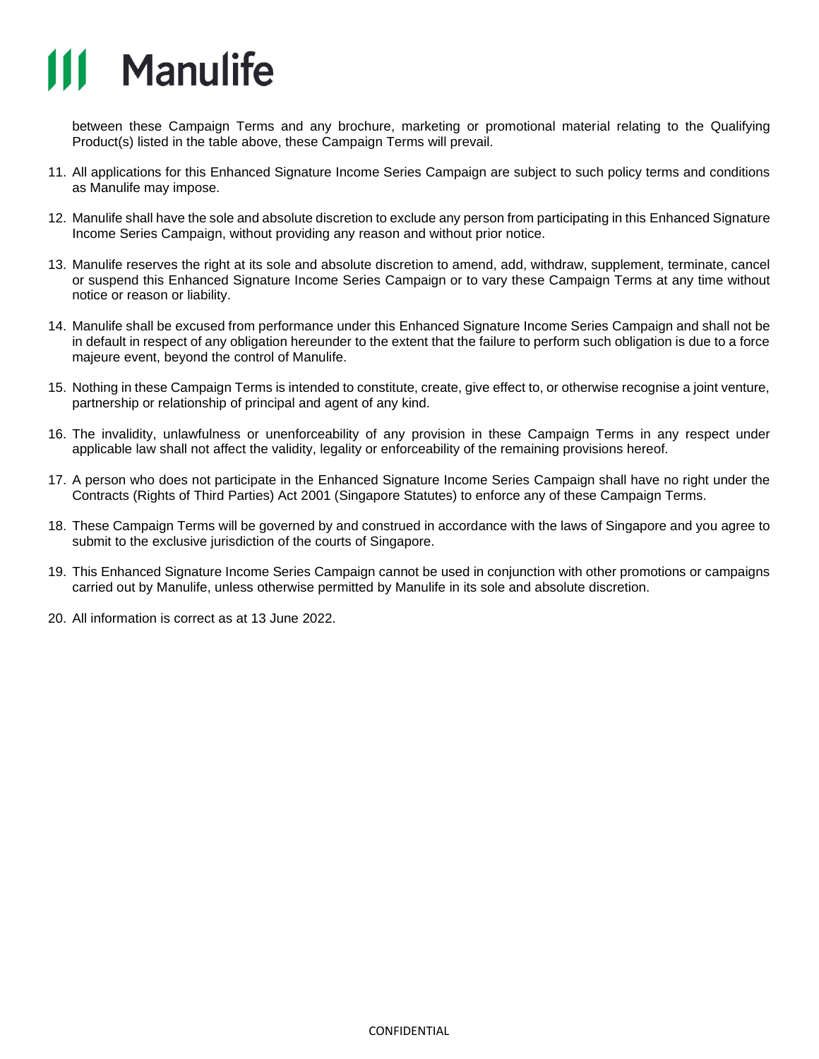between these Campaign Terms and any brochure, marketing or promotional material relating to the Qualifying Product(s) listed in the table above, these Campaign Terms will prevail.

11. All applications for this Enhanced Signature Income Series Campaign are subject to such policy terms and conditions as Manulife may impose.
12. Manulife shall have the sole and absolute discretion to exclude any person from participating in this Enhanced Signature Income Series Campaign, without providing any reason and without prior notice.
13. Manulife reserves the right at its sole and absolute discretion to amend, add, withdraw, supplement, terminate, cancel or suspend this Enhanced Signature Income Series Campaign or to vary these Campaign Terms at any time without notice or reason or liability.
14. Manulife shall be excused from performance under this Enhanced Signature Income Series Campaign and shall not be in default in respect of any obligation hereunder to the extent that the failure to perform such obligation is due to a force majeure event, beyond the control of Manulife.
15. Nothing in these Campaign Terms is intended to constitute, create, give effect to, or otherwise recognise a joint venture, partnership or relationship of principal and agent of any kind.
16. The invalidity, unlawfulness or unenforceability of any provision in these Campaign Terms in any respect under applicable law shall not affect the validity, legality or enforceability of the remaining provisions hereof.
17. A person who does not participate in the Enhanced Signature Income Series Campaign shall have no right under the Contracts (Rights of Third Parties) Act 2001 (Singapore Statutes) to enforce any of these Campaign Terms.
18. These Campaign Terms will be governed by and construed in accordance with the laws of Singapore and you agree to submit to the exclusive jurisdiction of the courts of Singapore.
19. This Enhanced Signature Income Series Campaign cannot be used in conjunction with other promotions or campaigns carried out by Manulife, unless otherwise permitted by Manulife in its sole and absolute discretion.
20. All information is correct as at 13 June 2022.